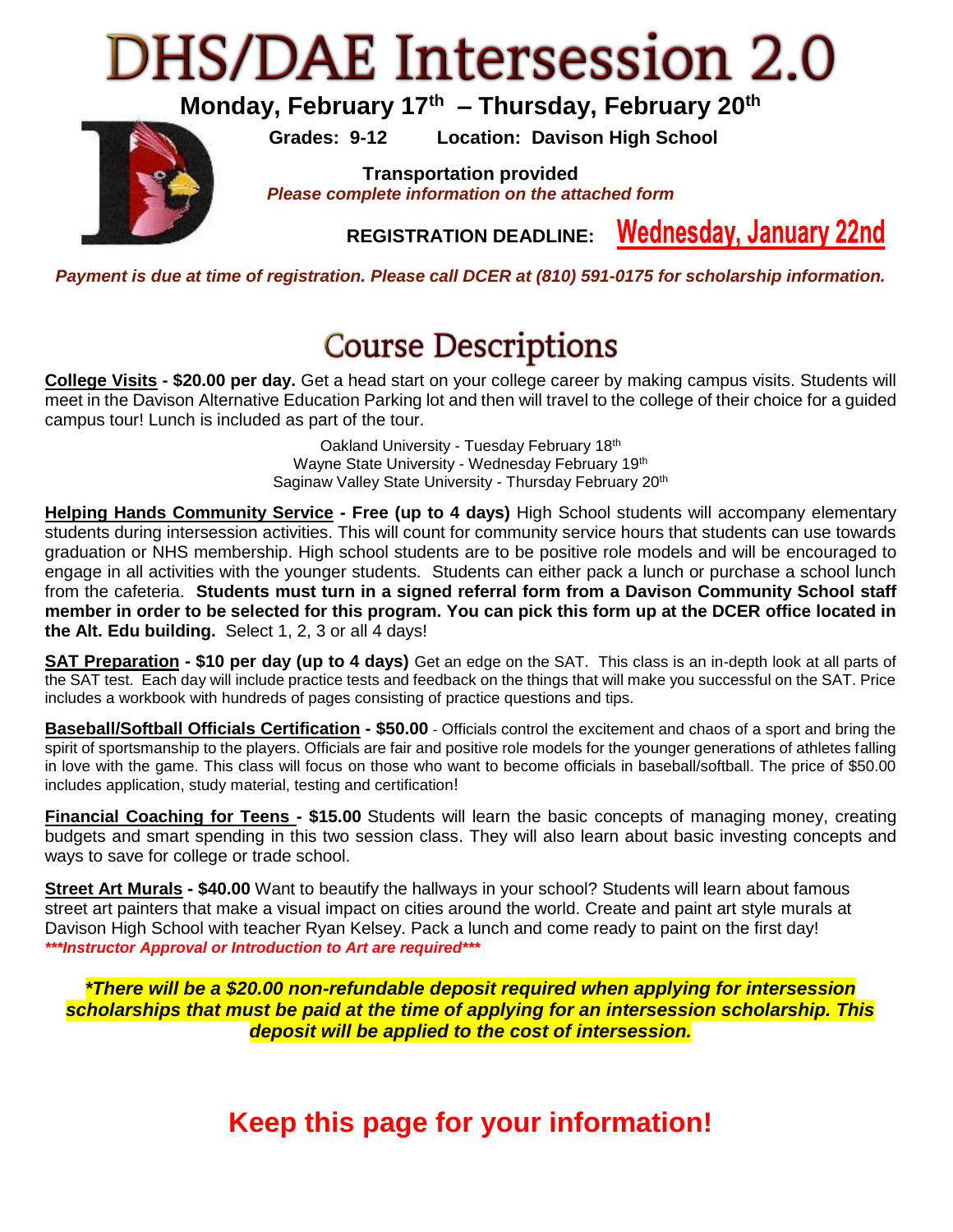# DHS/DAE Intersession 2.0

**Monday, February 17th – Thursday, February 20th**

**Grades: 9-12  Location: Davison High School**

**Transportation provided**

***Please complete information on the attached form***

**REGISTRATION DEADLINE: Wednesday, January 22nd**

***Payment is due at time of registration. Please call DCER at (810) 591-0175 for scholarship information.***

## Course Descriptions

**College Visits - $20.00 per day.** Get a head start on your college career by making campus visits. Students will meet in the Davison Alternative Education Parking lot and then will travel to the college of their choice for a guided campus tour! Lunch is included as part of the tour.

Oakland University - Tuesday February 18th
Wayne State University - Wednesday February 19th
Saginaw Valley State University - Thursday February 20th

**Helping Hands Community Service - Free (up to 4 days)** High School students will accompany elementary students during intersession activities. This will count for community service hours that students can use towards graduation or NHS membership. High school students are to be positive role models and will be encouraged to engage in all activities with the younger students. Students can either pack a lunch or purchase a school lunch from the cafeteria. **Students must turn in a signed referral form from a Davison Community School staff member in order to be selected for this program. You can pick this form up at the DCER office located in the Alt. Edu building.** Select 1, 2, 3 or all 4 days!

**SAT Preparation - $10 per day (up to 4 days)** Get an edge on the SAT. This class is an in-depth look at all parts of the SAT test. Each day will include practice tests and feedback on the things that will make you successful on the SAT. Price includes a workbook with hundreds of pages consisting of practice questions and tips.

**Baseball/Softball Officials Certification - $50.00** - Officials control the excitement and chaos of a sport and bring the spirit of sportsmanship to the players. Officials are fair and positive role models for the younger generations of athletes falling in love with the game. This class will focus on those who want to become officials in baseball/softball. The price of $50.00 includes application, study material, testing and certification!

**Financial Coaching for Teens - $15.00** Students will learn the basic concepts of managing money, creating budgets and smart spending in this two session class. They will also learn about basic investing concepts and ways to save for college or trade school.

**Street Art Murals - $40.00** Want to beautify the hallways in your school? Students will learn about famous street art painters that make a visual impact on cities around the world. Create and paint art style murals at Davison High School with teacher Ryan Kelsey. Pack a lunch and come ready to paint on the first day!
***\*\*\*Instructor Approval or Introduction to Art are required\*\*\****

***\*There will be a $20.00 non-refundable deposit required when applying for intersession scholarships that must be paid at the time of applying for an intersession scholarship. This deposit will be applied to the cost of intersession.***

## Keep this page for your information!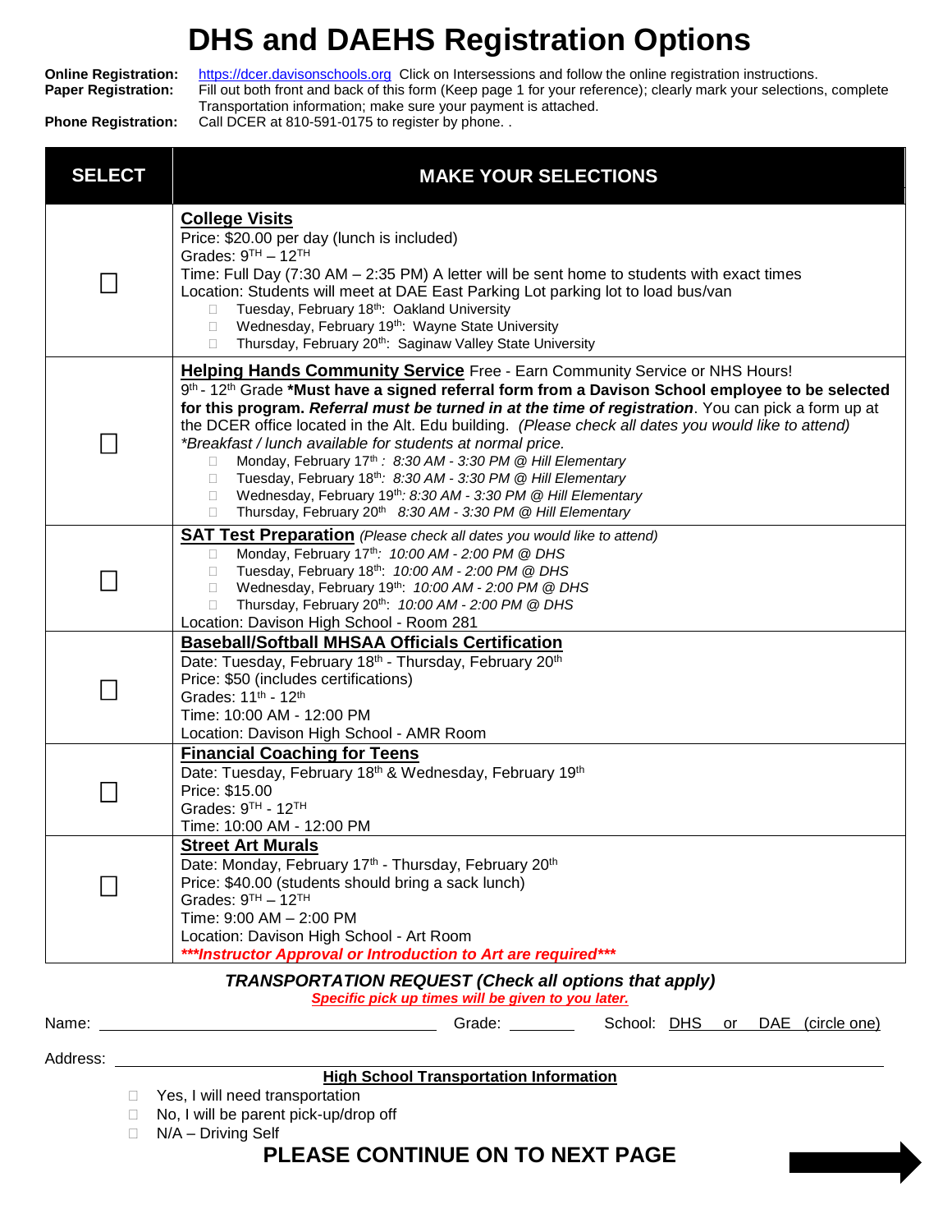# DHS and DAEHS Registration Options

**Online Registration:** https://dcer.davisonschools.org Click on Intersessions and follow the online registration instructions.
**Paper Registration:** Fill out both front and back of this form (Keep page 1 for your reference); clearly mark your selections, complete Transportation information; make sure your payment is attached.
**Phone Registration:** Call DCER at 810-591-0175 to register by phone. .

| SELECT | MAKE YOUR SELECTIONS |
|---|---|
| ☐ | **College Visits**<br>Price: $20.00 per day (lunch is included)<br>Grades: 9TH – 12TH<br>Time: Full Day (7:30 AM – 2:35 PM) A letter will be sent home to students with exact times<br>Location: Students will meet at DAE East Parking Lot parking lot to load bus/van<br>☐ Tuesday, February 18th: Oakland University<br>☐ Wednesday, February 19th: Wayne State University<br>☐ Thursday, February 20th: Saginaw Valley State University |
| ☐ | **Helping Hands Community Service** Free - Earn Community Service or NHS Hours!<br>9th - 12th Grade **\*Must have a signed referral form from a Davison School employee to be selected for this program. *Referral must be turned in at the time of registration*.** You can pick a form up at the DCER office located in the Alt. Edu building. *(Please check all dates you would like to attend)*<br>*\*Breakfast / lunch available for students at normal price.*<br>☐ Monday, February 17th *: 8:30 AM - 3:30 PM @ Hill Elementary*<br>☐ Tuesday, February 18th*: 8:30 AM - 3:30 PM @ Hill Elementary*<br>☐ Wednesday, February 19th*: 8:30 AM - 3:30 PM @ Hill Elementary*<br>☐ Thursday, February 20th *8:30 AM - 3:30 PM @ Hill Elementary* |
| ☐ | **SAT Test Preparation** *(Please check all dates you would like to attend)*<br>☐ Monday, February 17th*: 10:00 AM - 2:00 PM @ DHS*<br>☐ Tuesday, February 18th: *10:00 AM - 2:00 PM @ DHS*<br>☐ Wednesday, February 19th: *10:00 AM - 2:00 PM @ DHS*<br>☐ Thursday, February 20th: *10:00 AM - 2:00 PM @ DHS*<br>Location: Davison High School - Room 281 |
| ☐ | **Baseball/Softball MHSAA Officials Certification**<br>Date: Tuesday, February 18th - Thursday, February 20th<br>Price: $50 (includes certifications)<br>Grades: 11th - 12th<br>Time: 10:00 AM - 12:00 PM<br>Location: Davison High School - AMR Room |
| ☐ | **Financial Coaching for Teens**<br>Date: Tuesday, February 18th & Wednesday, February 19th<br>Price: $15.00<br>Grades: 9TH - 12TH<br>Time: 10:00 AM - 12:00 PM |
| ☐ | **Street Art Murals**<br>Date: Monday, February 17th - Thursday, February 20th<br>Price: $40.00 (students should bring a sack lunch)<br>Grades: 9TH – 12TH<br>Time: 9:00 AM – 2:00 PM<br>Location: Davison High School - Art Room<br>***\*\*\*Instructor Approval or Introduction to Art are required\*\*\**** |

***TRANSPORTATION REQUEST (Check all options that apply)***

*Specific pick up times will be given to you later.*

Name: ______________________ Grade: ________ School: DHS or DAE (circle one)

Address: ______________________________________________

**High School Transportation Information**

- ☐ Yes, I will need transportation
- ☐ No, I will be parent pick-up/drop off
- ☐ N/A – Driving Self

**PLEASE CONTINUE ON TO NEXT PAGE**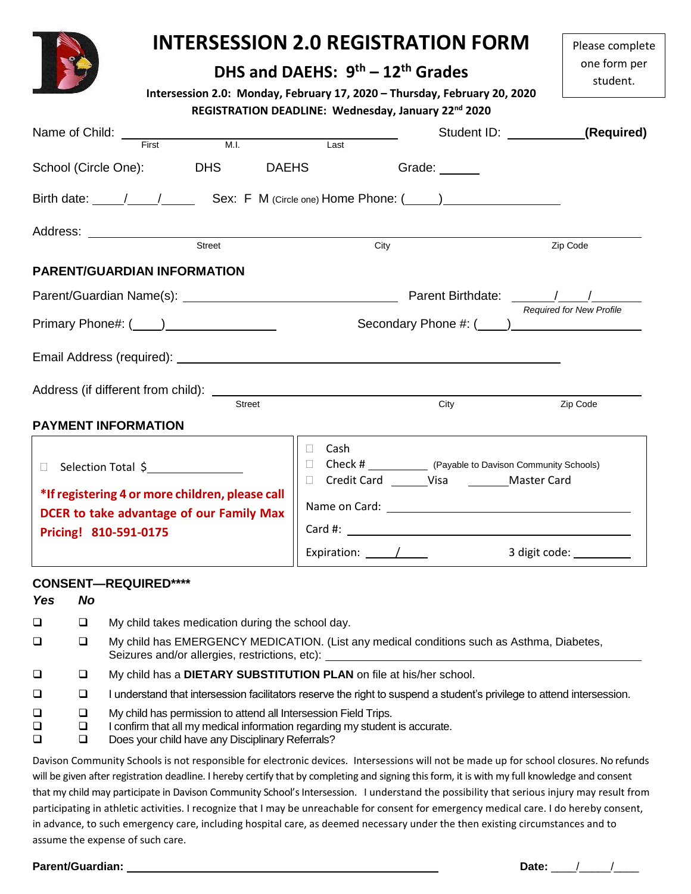# INTERSESSION 2.0 REGISTRATION FORM

## DHS and DAEHS: 9th – 12th Grades

**Intersession 2.0: Monday, February 17, 2020 – Thursday, February 20, 2020**

**REGISTRATION DEADLINE: Wednesday, January 22nd 2020**

Please complete one form per student.

Name of Child: ______________ (First) ______ (M.I.) ______________ (Last) Student ID: ____________ **(Required)**

School (Circle One): DHS DAEHS Grade: ______

Birth date: ____/____/_____ Sex: F M (Circle one) Home Phone: (____)________________

Address: ______________ (Street) ______________ (City) ______________ (Zip Code)

### PARENT/GUARDIAN INFORMATION

Parent/Guardian Name(s): ______________________ Parent Birthdate: _____/____/_______ *Required for New Profile*

Primary Phone#: (____)________________ Secondary Phone #: (____)________________

Email Address (required): ______________________________________

Address (if different from child): ______________ (Street) ______________ (City) ______________ (Zip Code)

### PAYMENT INFORMATION

| | |
|---|---|
| ☐ Selection Total $______________<br><br>**\*If registering 4 or more children, please call DCER to take advantage of our Family Max Pricing! 810-591-0175** | ☐ Cash<br>☐ Check # __________ (Payable to Davison Community Schools)<br>☐ Credit Card ______Visa ______Master Card<br>Name on Card: ______________________<br>Card #: ______________________<br>Expiration: ____/____ 3 digit code: _________ |

### CONSENT—REQUIRED****

| *Yes* | *No* | |
|---|---|---|
| ❑ | ❑ | My child takes medication during the school day. |
| ❑ | ❑ | My child has EMERGENCY MEDICATION. (List any medical conditions such as Asthma, Diabetes, Seizures and/or allergies, restrictions, etc): ______________________ |
| ❑ | ❑ | My child has a **DIETARY SUBSTITUTION PLAN** on file at his/her school. |
| ❑ | ❑ | I understand that intersession facilitators reserve the right to suspend a student's privilege to attend intersession. |
| ❑ | ❑ | My child has permission to attend all Intersession Field Trips. |
| ❑ | ❑ | I confirm that all my medical information regarding my student is accurate. |
| ❑ | ❑ | Does your child have any Disciplinary Referrals? |

Davison Community Schools is not responsible for electronic devices. Intersessions will not be made up for school closures. No refunds will be given after registration deadline. I hereby certify that by completing and signing this form, it is with my full knowledge and consent that my child may participate in Davison Community School's Intersession. I understand the possibility that serious injury may result from participating in athletic activities. I recognize that I may be unreachable for consent for emergency medical care. I do hereby consent, in advance, to such emergency care, including hospital care, as deemed necessary under the then existing circumstances and to assume the expense of such care.

**Parent/Guardian:** ______________________________________ **Date:** ____/_____/____